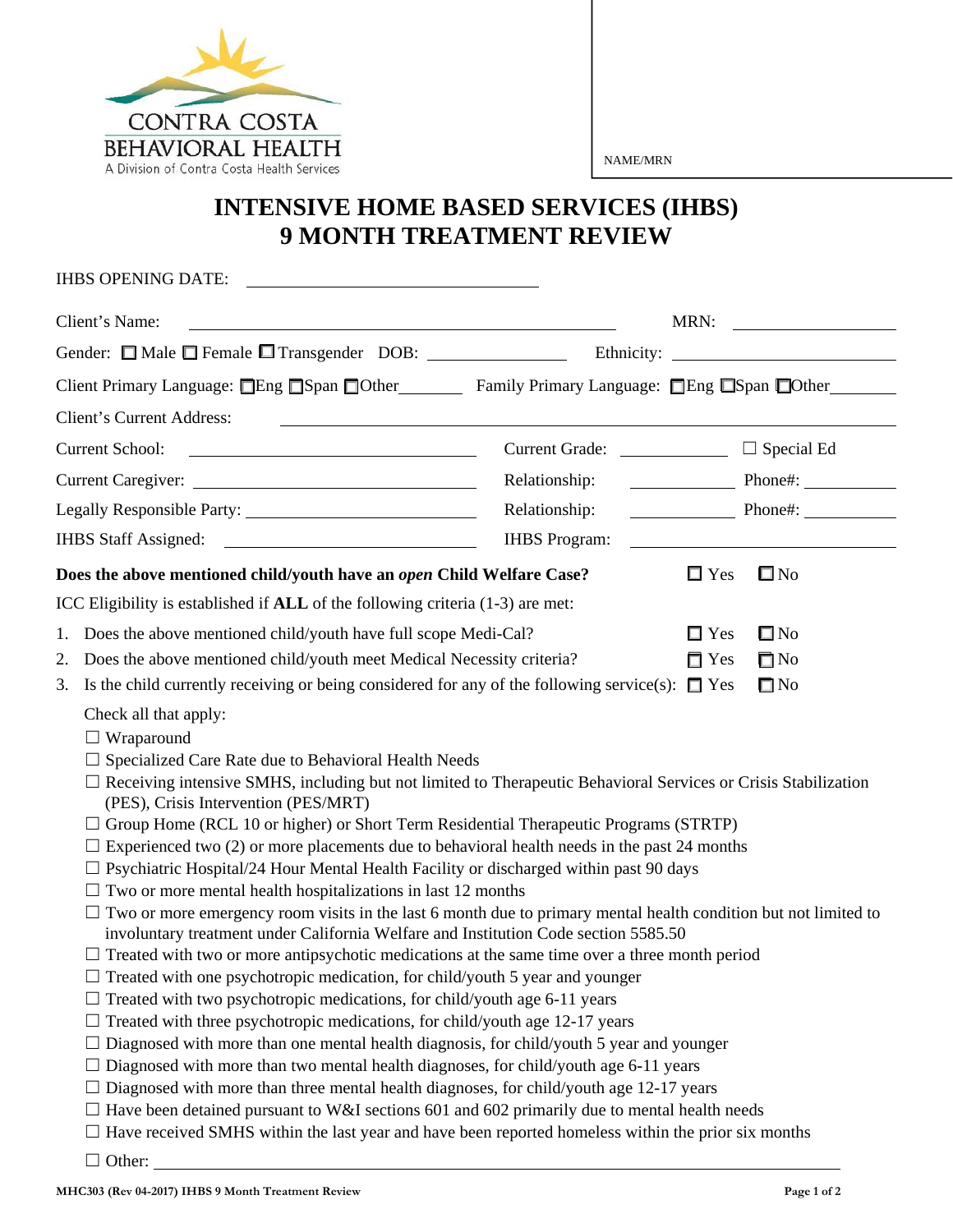CONTRA COSTA
BEHAVIORAL HEALTH
A Division of Contra Costa Health Services

NAME/MRN

# INTENSIVE HOME BASED SERVICES (IHBS)
# 9 MONTH TREATMENT REVIEW

IHBS OPENING DATE: ______________________

Client's Name: ______________________ MRN: ____________

Gender: ☐ Male ☐ Female ☐ Transgender DOB: ____________ Ethnicity: ____________

Client Primary Language: ☐Eng ☐Span ☐Other________ Family Primary Language: ☐Eng ☐Span ☐Other________

Client's Current Address: ______________________

Current School: ______________________ Current Grade: ____________ ☐ Special Ed

Current Caregiver: ______________________ Relationship: ____________ Phone#: ____________

Legally Responsible Party: ______________________ Relationship: ____________ Phone#: ____________

IHBS Staff Assigned: ______________________ IHBS Program: ____________

**Does the above mentioned child/youth have an *open* Child Welfare Case?** ☐ Yes ☐ No

ICC Eligibility is established if **ALL** of the following criteria (1-3) are met:

1. Does the above mentioned child/youth have full scope Medi-Cal? ☐ Yes ☐ No
2. Does the above mentioned child/youth meet Medical Necessity criteria? ☐ Yes ☐ No
3. Is the child currently receiving or being considered for any of the following service(s): ☐ Yes ☐ No

   Check all that apply:

   - ☐ Wraparound
   - ☐ Specialized Care Rate due to Behavioral Health Needs
   - ☐ Receiving intensive SMHS, including but not limited to Therapeutic Behavioral Services or Crisis Stabilization (PES), Crisis Intervention (PES/MRT)
   - ☐ Group Home (RCL 10 or higher) or Short Term Residential Therapeutic Programs (STRTP)
   - ☐ Experienced two (2) or more placements due to behavioral health needs in the past 24 months
   - ☐ Psychiatric Hospital/24 Hour Mental Health Facility or discharged within past 90 days
   - ☐ Two or more mental health hospitalizations in last 12 months
   - ☐ Two or more emergency room visits in the last 6 month due to primary mental health condition but not limited to involuntary treatment under California Welfare and Institution Code section 5585.50
   - ☐ Treated with two or more antipsychotic medications at the same time over a three month period
   - ☐ Treated with one psychotropic medication, for child/youth 5 year and younger
   - ☐ Treated with two psychotropic medications, for child/youth age 6-11 years
   - ☐ Treated with three psychotropic medications, for child/youth age 12-17 years
   - ☐ Diagnosed with more than one mental health diagnosis, for child/youth 5 year and younger
   - ☐ Diagnosed with more than two mental health diagnoses, for child/youth age 6-11 years
   - ☐ Diagnosed with more than three mental health diagnoses, for child/youth age 12-17 years
   - ☐ Have been detained pursuant to W&I sections 601 and 602 primarily due to mental health needs
   - ☐ Have received SMHS within the last year and have been reported homeless within the prior six months
   - ☐ Other: ______________________

MHC303 (Rev 04-2017) IHBS 9 Month Treatment Review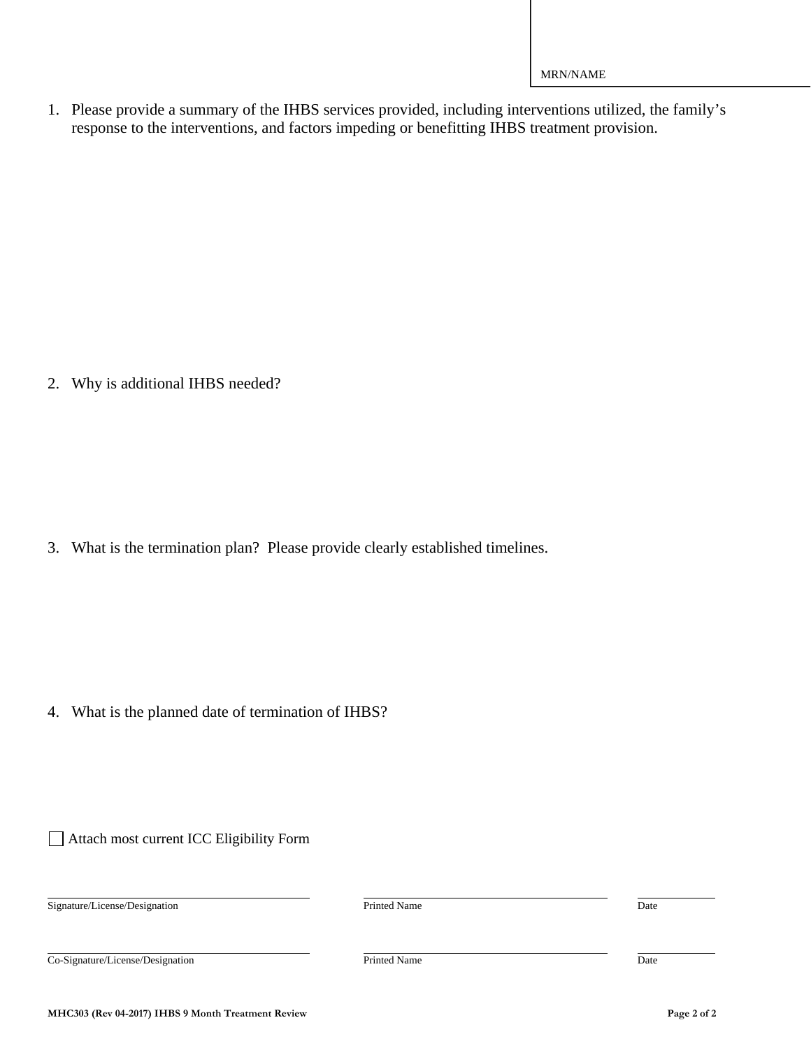MRN/NAME

1. Please provide a summary of the IHBS services provided, including interventions utilized, the family's response to the interventions, and factors impeding or benefitting IHBS treatment provision.

2. Why is additional IHBS needed?

3. What is the termination plan? Please provide clearly established timelines.

4. What is the planned date of termination of IHBS?

☐ Attach most current ICC Eligibility Form

| | | |
|---|---|---|
| Signature/License/Designation | Printed Name | Date |
| Co-Signature/License/Designation | Printed Name | Date |

MHC303 (Rev 04-2017) IHBS 9 Month Treatment Review